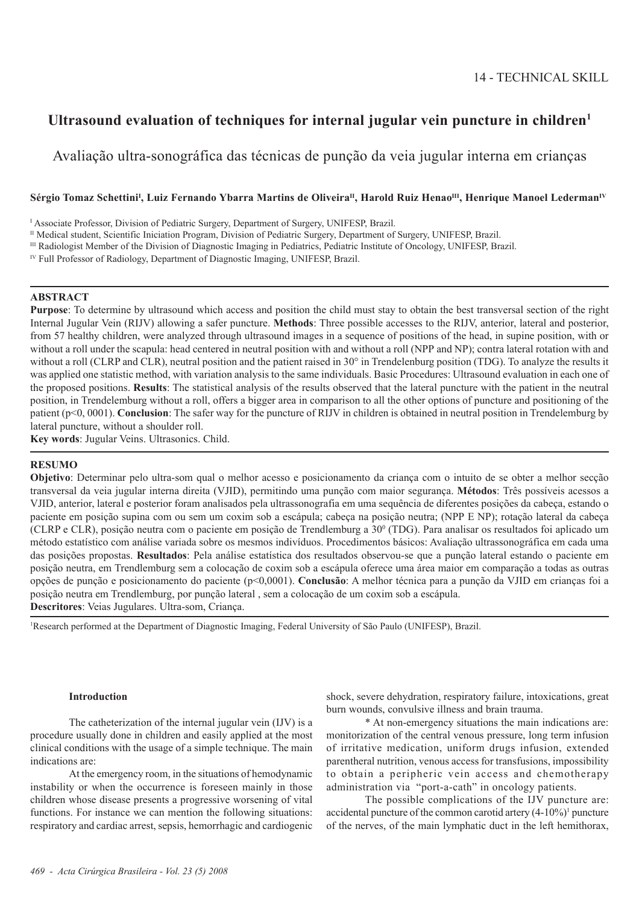14 - TECHNICAL SKILL

# Ultrasound evaluation of techniques for internal jugular vein puncture in children[1]

## Avaliação ultra-sonográfica das técnicas de punção da veia jugular interna em crianças

**Sérgio Tomaz Schettini[I], Luiz Fernando Ybarra Martins de Oliveira[II], Harold Ruiz Henao[III], Henrique Manoel Lederman[IV]**

[I] Associate Professor, Division of Pediatric Surgery, Department of Surgery, UNIFESP, Brazil.

[II] Medical student, Scientific Iniciation Program, Division of Pediatric Surgery, Department of Surgery, UNIFESP, Brazil.

[III] Radiologist Member of the Division of Diagnostic Imaging in Pediatrics, Pediatric Institute of Oncology, UNIFESP, Brazil.

[IV] Full Professor of Radiology, Department of Diagnostic Imaging, UNIFESP, Brazil.

### ABSTRACT

**Purpose**: To determine by ultrasound which access and position the child must stay to obtain the best transversal section of the right Internal Jugular Vein (RIJV) allowing a safer puncture. **Methods**: Three possible accesses to the RIJV, anterior, lateral and posterior, from 57 healthy children, were analyzed through ultrasound images in a sequence of positions of the head, in supine position, with or without a roll under the scapula: head centered in neutral position with and without a roll (NPP and NP); contra lateral rotation with and without a roll (CLRP and CLR), neutral position and the patient raised in 30° in Trendelenburg position (TDG). To analyze the results it was applied one statistic method, with variation analysis to the same individuals. Basic Procedures: Ultrasound evaluation in each one of the proposed positions. **Results**: The statistical analysis of the results observed that the lateral puncture with the patient in the neutral position, in Trendelemburg without a roll, offers a bigger area in comparison to all the other options of puncture and positioning of the patient (p<0, 0001). **Conclusion**: The safer way for the puncture of RIJV in children is obtained in neutral position in Trendelemburg by lateral puncture, without a shoulder roll.

**Key words**: Jugular Veins. Ultrasonics. Child.

### RESUMO

**Objetivo**: Determinar pelo ultra-som qual o melhor acesso e posicionamento da criança com o intuito de se obter a melhor secção transversal da veia jugular interna direita (VJID), permitindo uma punção com maior segurança. **Métodos**: Três possíveis acessos a VJID, anterior, lateral e posterior foram analisados pela ultrassonografia em uma sequência de diferentes posições da cabeça, estando o paciente em posição supina com ou sem um coxim sob a escápula; cabeça na posição neutra; (NPP E NP); rotação lateral da cabeça (CLRP e CLR), posição neutra com o paciente em posição de Trendlemburg a 30$^0$ (TDG). Para analisar os resultados foi aplicado um método estatístico com análise variada sobre os mesmos indivíduos. Procedimentos básicos: Avaliação ultrassonográfica em cada uma das posições propostas. **Resultados**: Pela análise estatística dos resultados observou-se que a punção lateral estando o paciente em posição neutra, em Trendlemburg sem a colocação de coxim sob a escápula oferece uma área maior em comparação a todas as outras opções de punção e posicionamento do paciente (p<0,0001). **Conclusão**: A melhor técnica para a punção da VJID em crianças foi a posição neutra em Trendlemburg, por punção lateral , sem a colocação de um coxim sob a escápula.

**Descritores**: Veias Jugulares. Ultra-som, Criança.

[1]Research performed at the Department of Diagnostic Imaging, Federal University of São Paulo (UNIFESP), Brazil.

### Introduction

The catheterization of the internal jugular vein (IJV) is a procedure usually done in children and easily applied at the most clinical conditions with the usage of a simple technique. The main indications are:

At the emergency room, in the situations of hemodynamic instability or when the occurrence is foreseen mainly in those children whose disease presents a progressive worsening of vital functions. For instance we can mention the following situations: respiratory and cardiac arrest, sepsis, hemorrhagic and cardiogenic shock, severe dehydration, respiratory failure, intoxications, great burn wounds, convulsive illness and brain trauma.

* At non-emergency situations the main indications are: monitorization of the central venous pressure, long term infusion of irritative medication, uniform drugs infusion, extended parentheral nutrition, venous access for transfusions, impossibility to obtain a peripheric vein access and chemotherapy administration via "port-a-cath" in oncology patients.

The possible complications of the IJV puncture are: accidental puncture of the common carotid artery (4-10%)[1] puncture of the nerves, of the main lymphatic duct in the left hemithorax,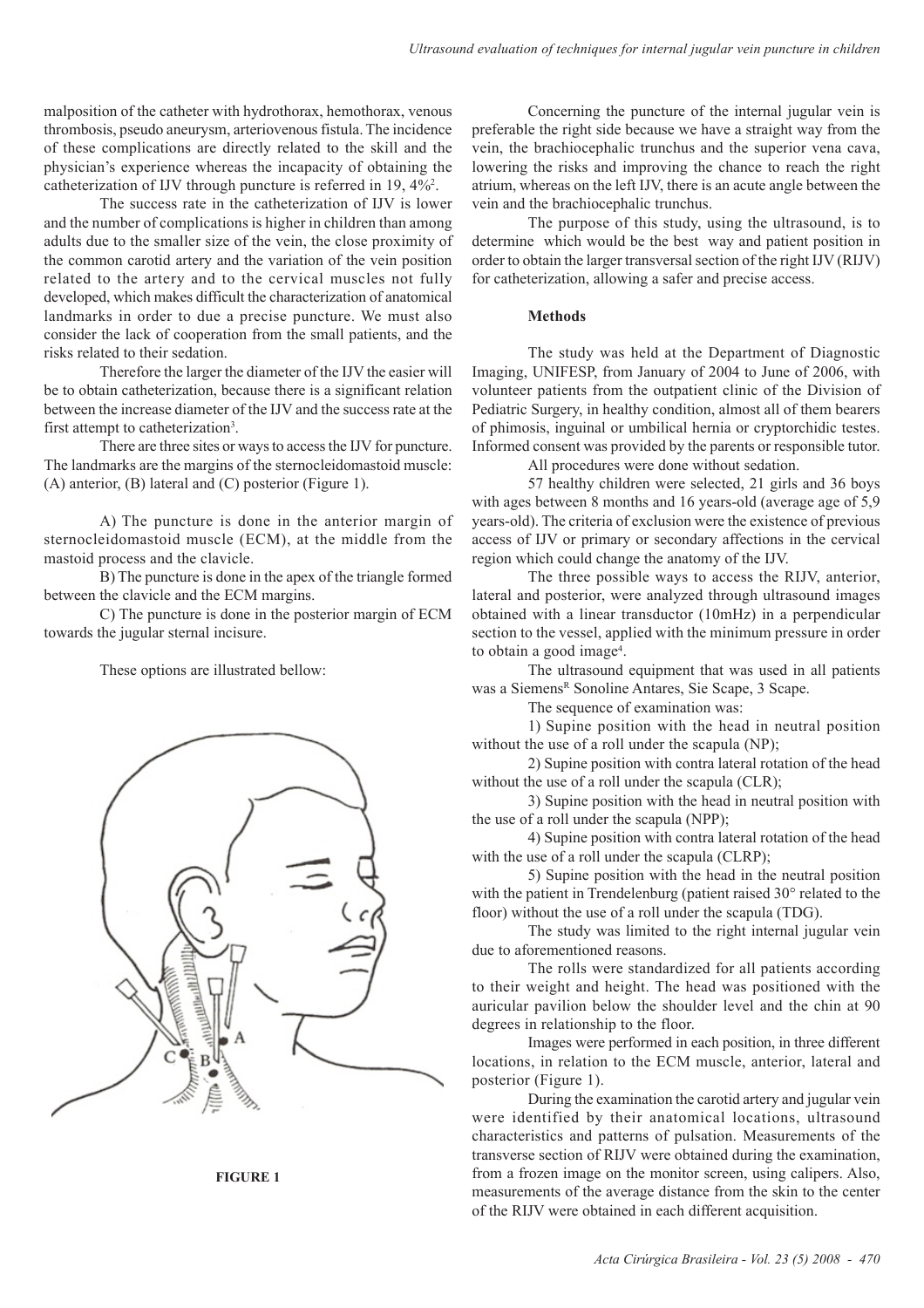malposition of the catheter with hydrothorax, hemothorax, venous thrombosis, pseudo aneurysm, arteriovenous fistula. The incidence of these complications are directly related to the skill and the physician's experience whereas the incapacity of obtaining the catheterization of IJV through puncture is referred in 19, 4%[2].

The success rate in the catheterization of IJV is lower and the number of complications is higher in children than among adults due to the smaller size of the vein, the close proximity of the common carotid artery and the variation of the vein position related to the artery and to the cervical muscles not fully developed, which makes difficult the characterization of anatomical landmarks in order to due a precise puncture. We must also consider the lack of cooperation from the small patients, and the risks related to their sedation.

Therefore the larger the diameter of the IJV the easier will be to obtain catheterization, because there is a significant relation between the increase diameter of the IJV and the success rate at the first attempt to catheterization[3].

There are three sites or ways to access the IJV for puncture. The landmarks are the margins of the sternocleidomastoid muscle: (A) anterior, (B) lateral and (C) posterior (Figure 1).

A) The puncture is done in the anterior margin of sternocleidomastoid muscle (ECM), at the middle from the mastoid process and the clavicle.

B) The puncture is done in the apex of the triangle formed between the clavicle and the ECM margins.

C) The puncture is done in the posterior margin of ECM towards the jugular sternal incisure.

These options are illustrated bellow:

**FIGURE 1**

Concerning the puncture of the internal jugular vein is preferable the right side because we have a straight way from the vein, the brachiocephalic trunchus and the superior vena cava, lowering the risks and improving the chance to reach the right atrium, whereas on the left IJV, there is an acute angle between the vein and the brachiocephalic trunchus.

The purpose of this study, using the ultrasound, is to determine which would be the best way and patient position in order to obtain the larger transversal section of the right IJV (RIJV) for catheterization, allowing a safer and precise access.

## Methods

The study was held at the Department of Diagnostic Imaging, UNIFESP, from January of 2004 to June of 2006, with volunteer patients from the outpatient clinic of the Division of Pediatric Surgery, in healthy condition, almost all of them bearers of phimosis, inguinal or umbilical hernia or cryptorchidic testes. Informed consent was provided by the parents or responsible tutor.

All procedures were done without sedation.

57 healthy children were selected, 21 girls and 36 boys with ages between 8 months and 16 years-old (average age of 5,9 years-old). The criteria of exclusion were the existence of previous access of IJV or primary or secondary affections in the cervical region which could change the anatomy of the IJV.

The three possible ways to access the RIJV, anterior, lateral and posterior, were analyzed through ultrasound images obtained with a linear transductor (10mHz) in a perpendicular section to the vessel, applied with the minimum pressure in order to obtain a good image[4].

The ultrasound equipment that was used in all patients was a Siemens[R] Sonoline Antares, Sie Scape, 3 Scape.

The sequence of examination was:

1) Supine position with the head in neutral position without the use of a roll under the scapula (NP);

2) Supine position with contra lateral rotation of the head without the use of a roll under the scapula (CLR);

3) Supine position with the head in neutral position with the use of a roll under the scapula (NPP);

4) Supine position with contra lateral rotation of the head with the use of a roll under the scapula (CLRP);

5) Supine position with the head in the neutral position with the patient in Trendelenburg (patient raised 30° related to the floor) without the use of a roll under the scapula (TDG).

The study was limited to the right internal jugular vein due to aforementioned reasons.

The rolls were standardized for all patients according to their weight and height. The head was positioned with the auricular pavilion below the shoulder level and the chin at 90 degrees in relationship to the floor.

Images were performed in each position, in three different locations, in relation to the ECM muscle, anterior, lateral and posterior (Figure 1).

During the examination the carotid artery and jugular vein were identified by their anatomical locations, ultrasound characteristics and patterns of pulsation. Measurements of the transverse section of RIJV were obtained during the examination, from a frozen image on the monitor screen, using calipers. Also, measurements of the average distance from the skin to the center of the RIJV were obtained in each different acquisition.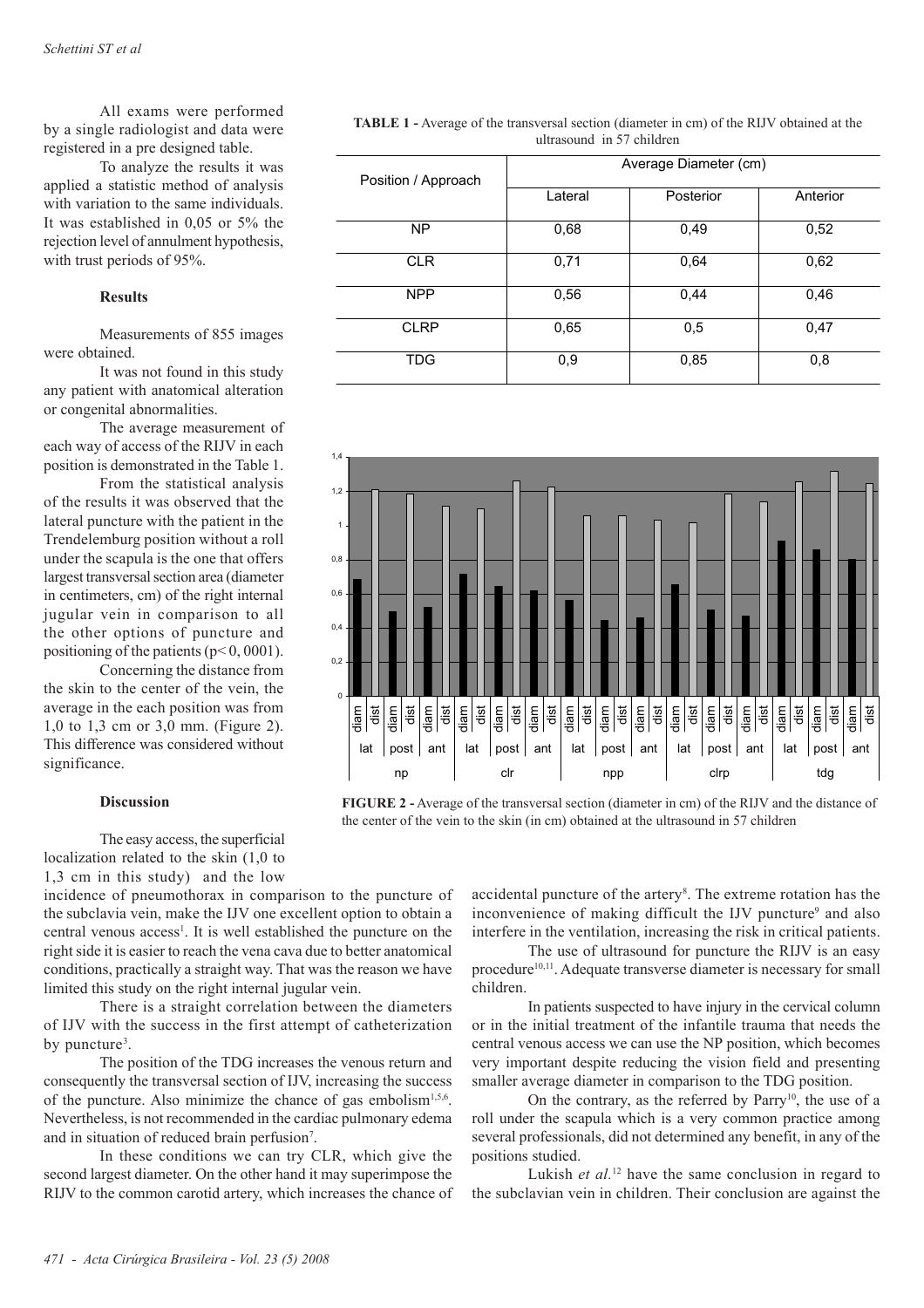All exams were performed by a single radiologist and data were registered in a pre designed table.

To analyze the results it was applied a statistic method of analysis with variation to the same individuals. It was established in 0,05 or 5% the rejection level of annulment hypothesis, with trust periods of 95%.

### Results

Measurements of 855 images were obtained.

It was not found in this study any patient with anatomical alteration or congenital abnormalities.

The average measurement of each way of access of the RIJV in each position is demonstrated in the Table 1.

From the statistical analysis of the results it was observed that the lateral puncture with the patient in the Trendelemburg position without a roll under the scapula is the one that offers largest transversal section area (diameter in centimeters, cm) of the right internal jugular vein in comparison to all the other options of puncture and positioning of the patients ($p< 0,0001$).

Concerning the distance from the skin to the center of the vein, the average in the each position was from 1,0 to 1,3 cm or 3,0 mm. (Figure 2). This difference was considered without significance.

**TABLE 1 -** Average of the transversal section (diameter in cm) of the RIJV obtained at the ultrasound in 57 children

| Position / Approach | Average Diameter (cm) | | |
|---|---|---|---|
| | Lateral | Posterior | Anterior |
| NP | 0,68 | 0,49 | 0,52 |
| CLR | 0,71 | 0,64 | 0,62 |
| NPP | 0,56 | 0,44 | 0,46 |
| CLRP | 0,65 | 0,5 | 0,47 |
| TDG | 0,9 | 0,85 | 0,8 |

**FIGURE 2 -** Average of the transversal section (diameter in cm) of the RIJV and the distance of the center of the vein to the skin (in cm) obtained at the ultrasound in 57 children

### Discussion

The easy access, the superficial localization related to the skin (1,0 to 1,3 cm in this study) and the low incidence of pneumothorax in comparison to the puncture of the subclavia vein, make the IJV one excellent option to obtain a central venous access[1]. It is well established the puncture on the right side it is easier to reach the vena cava due to better anatomical conditions, practically a straight way. That was the reason we have limited this study on the right internal jugular vein.

There is a straight correlation between the diameters of IJV with the success in the first attempt of catheterization by puncture[3].

The position of the TDG increases the venous return and consequently the transversal section of IJV, increasing the success of the puncture. Also minimize the chance of gas embolism[1,5,6]. Nevertheless, is not recommended in the cardiac pulmonary edema and in situation of reduced brain perfusion[7].

In these conditions we can try CLR, which give the second largest diameter. On the other hand it may superimpose the RIJV to the common carotid artery, which increases the chance of accidental puncture of the artery[8]. The extreme rotation has the inconvenience of making difficult the IJV puncture[9] and also interfere in the ventilation, increasing the risk in critical patients.

The use of ultrasound for puncture the RIJV is an easy procedure[10,11]. Adequate transverse diameter is necessary for small children.

In patients suspected to have injury in the cervical column or in the initial treatment of the infantile trauma that needs the central venous access we can use the NP position, which becomes very important despite reducing the vision field and presenting smaller average diameter in comparison to the TDG position.

On the contrary, as the referred by Parry[10], the use of a roll under the scapula which is a very common practice among several professionals, did not determined any benefit, in any of the positions studied.

Lukish *et al.*[12] have the same conclusion in regard to the subclavian vein in children. Their conclusion are against the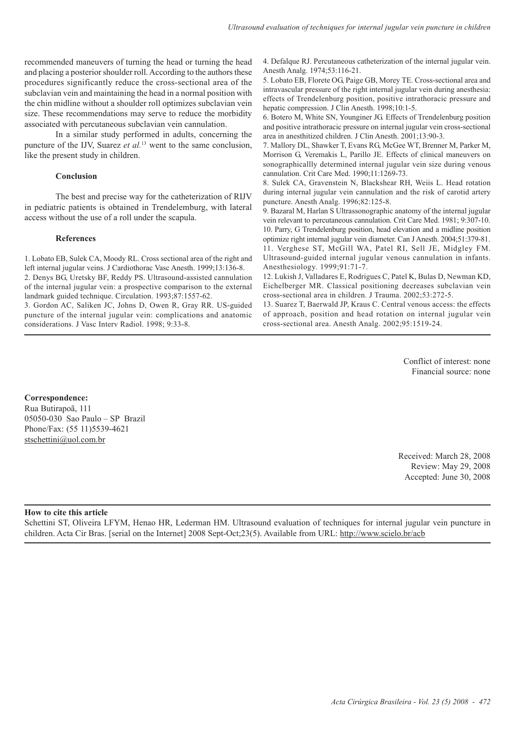recommended maneuvers of turning the head or turning the head and placing a posterior shoulder roll. According to the authors these procedures significantly reduce the cross-sectional area of the subclavian vein and maintaining the head in a normal position with the chin midline without a shoulder roll optimizes subclavian vein size. These recommendations may serve to reduce the morbidity associated with percutaneous subclavian vein cannulation.

In a similar study performed in adults, concerning the puncture of the IJV, Suarez *et al.*[13] went to the same conclusion, like the present study in children.

## Conclusion

The best and precise way for the catheterization of RIJV in pediatric patients is obtained in Trendelemburg, with lateral access without the use of a roll under the scapula.

## References

1. Lobato EB, Sulek CA, Moody RL. Cross sectional area of the right and left internal jugular veins. J Cardiothorac Vasc Anesth. 1999;13:136-8.
2. Denys BG, Uretsky BF, Reddy PS. Ultrasound-assisted cannulation of the internal jugular vein: a prospective comparison to the external landmark guided technique. Circulation. 1993;87:1557-62.
3. Gordon AC, Saliken JC, Johns D, Owen R, Gray RR. US-guided puncture of the internal jugular vein: complications and anatomic considerations. J Vasc Interv Radiol. 1998; 9:33-8.
4. Defalque RJ. Percutaneous catheterization of the internal jugular vein. Anesth Analg. 1974;53:116-21.
5. Lobato EB, Florete OG, Paige GB, Morey TE. Cross-sectional area and intravascular pressure of the right internal jugular vein during anesthesia: effects of Trendelenburg position, positive intrathoracic pressure and hepatic compression. J Clin Anesth. 1998;10:1-5.
6. Botero M, White SN, Younginer JG. Effects of Trendelenburg position and positive intrathoracic pressure on internal jugular vein cross-sectional area in anesthitized children. J Clin Anesth. 2001;13:90-3.
7. Mallory DL, Shawker T, Evans RG, McGee WT, Brenner M, Parker M, Morrison G, Veremakis L, Parillo JE. Effects of clinical maneuvers on sonographicallly determined internal jugular vein size during venous cannulation. Crit Care Med. 1990;11:1269-73.
8. Sulek CA, Gravenstein N, Blackshear RH, Weiis L. Head rotation during internal jugular vein cannulation and the risk of carotid artery puncture. Anesth Analg. 1996;82:125-8.
9. Bazaral M, Harlan S Ultrassonographic anatomy of the internal jugular vein relevant to percutaneous cannulation. Crit Care Med. 1981; 9:307-10.
10. Parry, G Trendelenburg position, head elevation and a midline position optimize right internal jugular vein diameter. Can J Anesth. 2004;51:379-81.
11. Verghese ST, McGill WA, Patel RI, Sell JE, Midgley FM. Ultrasound-guided internal jugular venous cannulation in infants. Anesthesiology. 1999;91:71-7.
12. Lukish J, Valladares E, Rodrigues C, Patel K, Bulas D, Newman KD, Eichelberger MR. Classical positioning decreases subclavian vein cross-sectional area in children. J Trauma. 2002;53:272-5.
13. Suarez T, Baerwald JP, Kraus C. Central venous access: the effects of approach, position and head rotation on internal jugular vein cross-sectional area. Anesth Analg. 2002;95:1519-24.

Conflict of interest: none
Financial source: none

**Correspondence:**
Rua Butirapoã, 111
05050-030 Sao Paulo – SP Brazil
Phone/Fax: (55 11)5539-4621
stschettini@uol.com.br

Received: March 28, 2008
Review: May 29, 2008
Accepted: June 30, 2008

**How to cite this article**

Schettini ST, Oliveira LFYM, Henao HR, Lederman HM. Ultrasound evaluation of techniques for internal jugular vein puncture in children. Acta Cir Bras. [serial on the Internet] 2008 Sept-Oct;23(5). Available from URL: http://www.scielo.br/acb